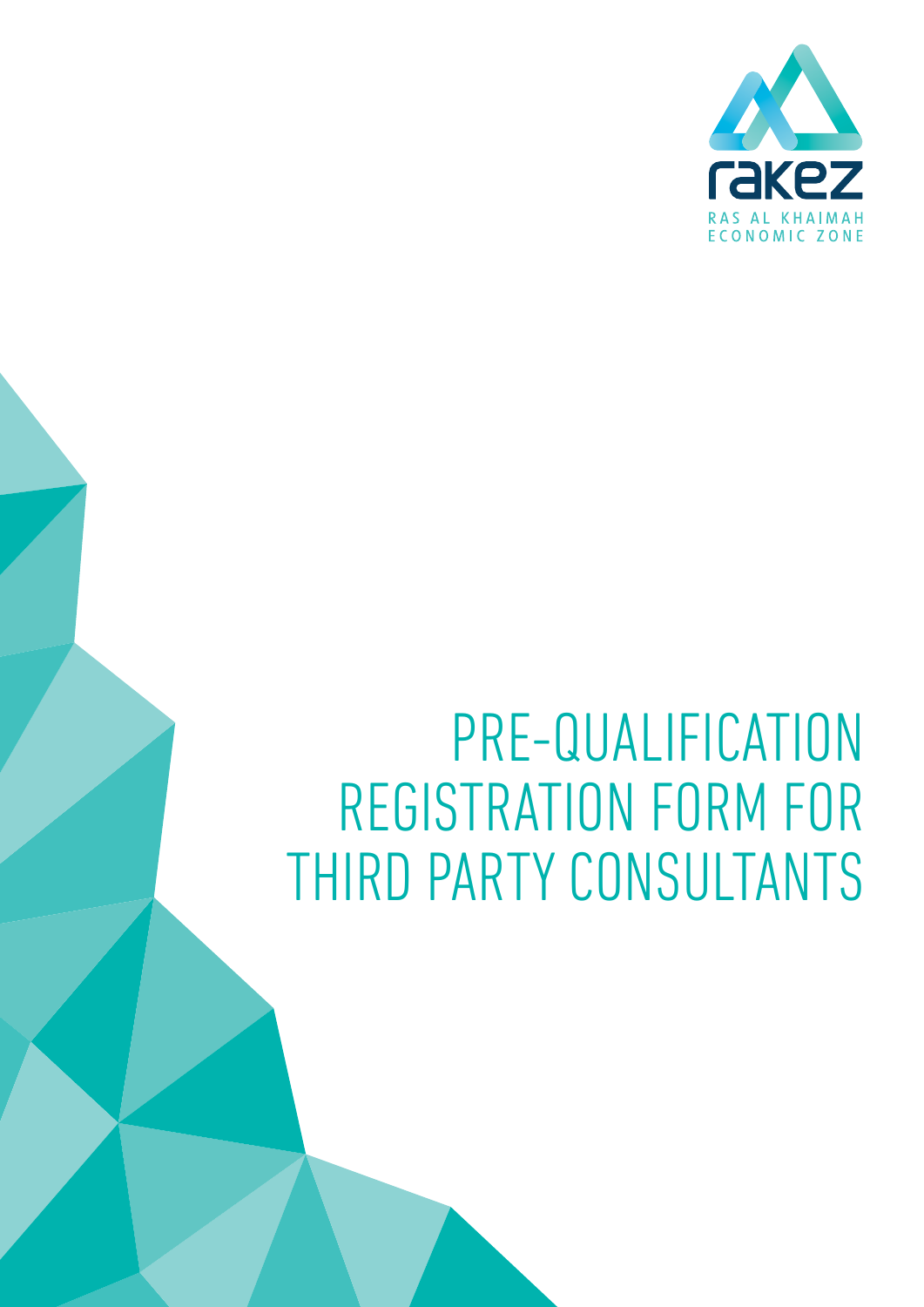rakez

RAS AL KHAIMAH
ECONOMIC ZONE

# PRE-QUALIFICATION REGISTRATION FORM FOR THIRD PARTY CONSULTANTS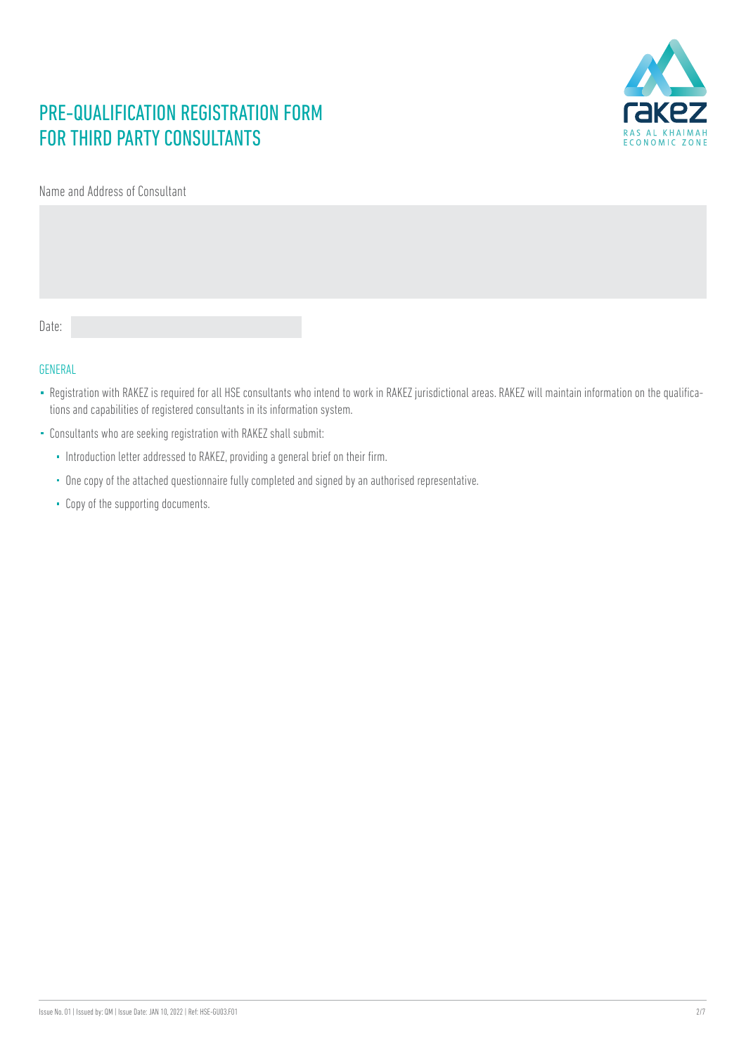# PRE-QUALIFICATION REGISTRATION FORM FOR THIRD PARTY CONSULTANTS

Name and Address of Consultant

Date:

## GENERAL

- Registration with RAKEZ is required for all HSE consultants who intend to work in RAKEZ jurisdictional areas. RAKEZ will maintain information on the qualifications and capabilities of registered consultants in its information system.
- Consultants who are seeking registration with RAKEZ shall submit:
  - Introduction letter addressed to RAKEZ, providing a general brief on their firm.
  - One copy of the attached questionnaire fully completed and signed by an authorised representative.
  - Copy of the supporting documents.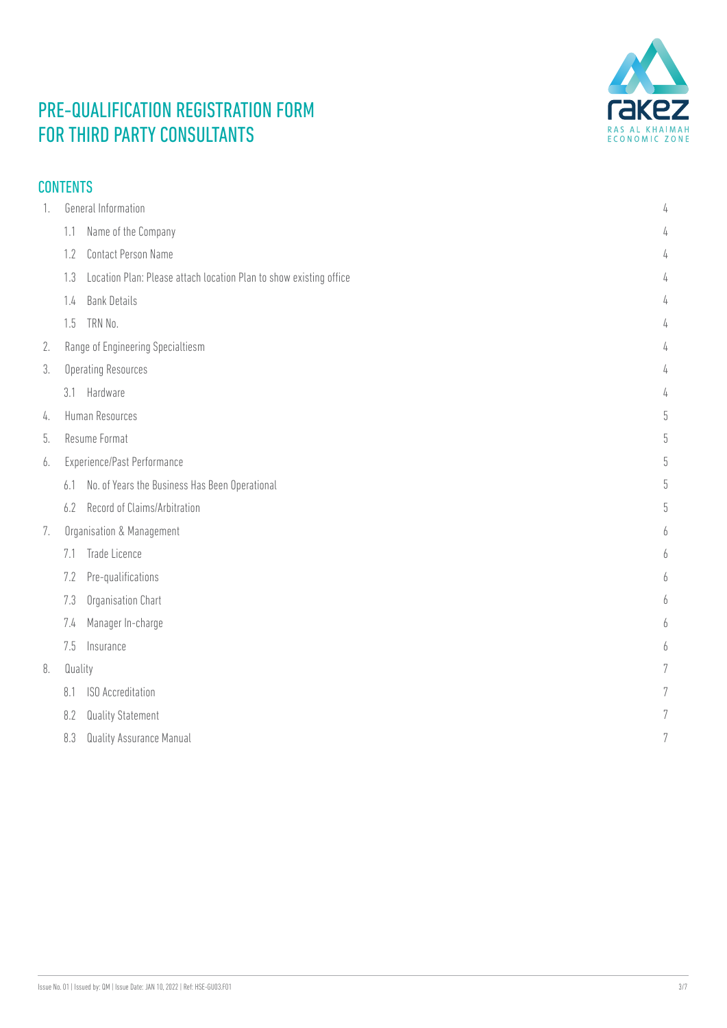# PRE-QUALIFICATION REGISTRATION FORM FOR THIRD PARTY CONSULTANTS

## CONTENTS

| | | |
|---|---|---|
| 1. | General Information | 4 |
| | 1.1 Name of the Company | 4 |
| | 1.2 Contact Person Name | 4 |
| | 1.3 Location Plan: Please attach location Plan to show existing office | 4 |
| | 1.4 Bank Details | 4 |
| | 1.5 TRN No. | 4 |
| 2. | Range of Engineering Specialtiesm | 4 |
| 3. | Operating Resources | 4 |
| | 3.1 Hardware | 4 |
| 4. | Human Resources | 5 |
| 5. | Resume Format | 5 |
| 6. | Experience/Past Performance | 5 |
| | 6.1 No. of Years the Business Has Been Operational | 5 |
| | 6.2 Record of Claims/Arbitration | 5 |
| 7. | Organisation & Management | 6 |
| | 7.1 Trade Licence | 6 |
| | 7.2 Pre-qualifications | 6 |
| | 7.3 Organisation Chart | 6 |
| | 7.4 Manager In-charge | 6 |
| | 7.5 Insurance | 6 |
| 8. | Quality | 7 |
| | 8.1 ISO Accreditation | 7 |
| | 8.2 Quality Statement | 7 |
| | 8.3 Quality Assurance Manual | 7 |

Issue No. 01 | Issued by: QM | Issue Date: JAN 10, 2022 | Ref: HSE-GU03.F01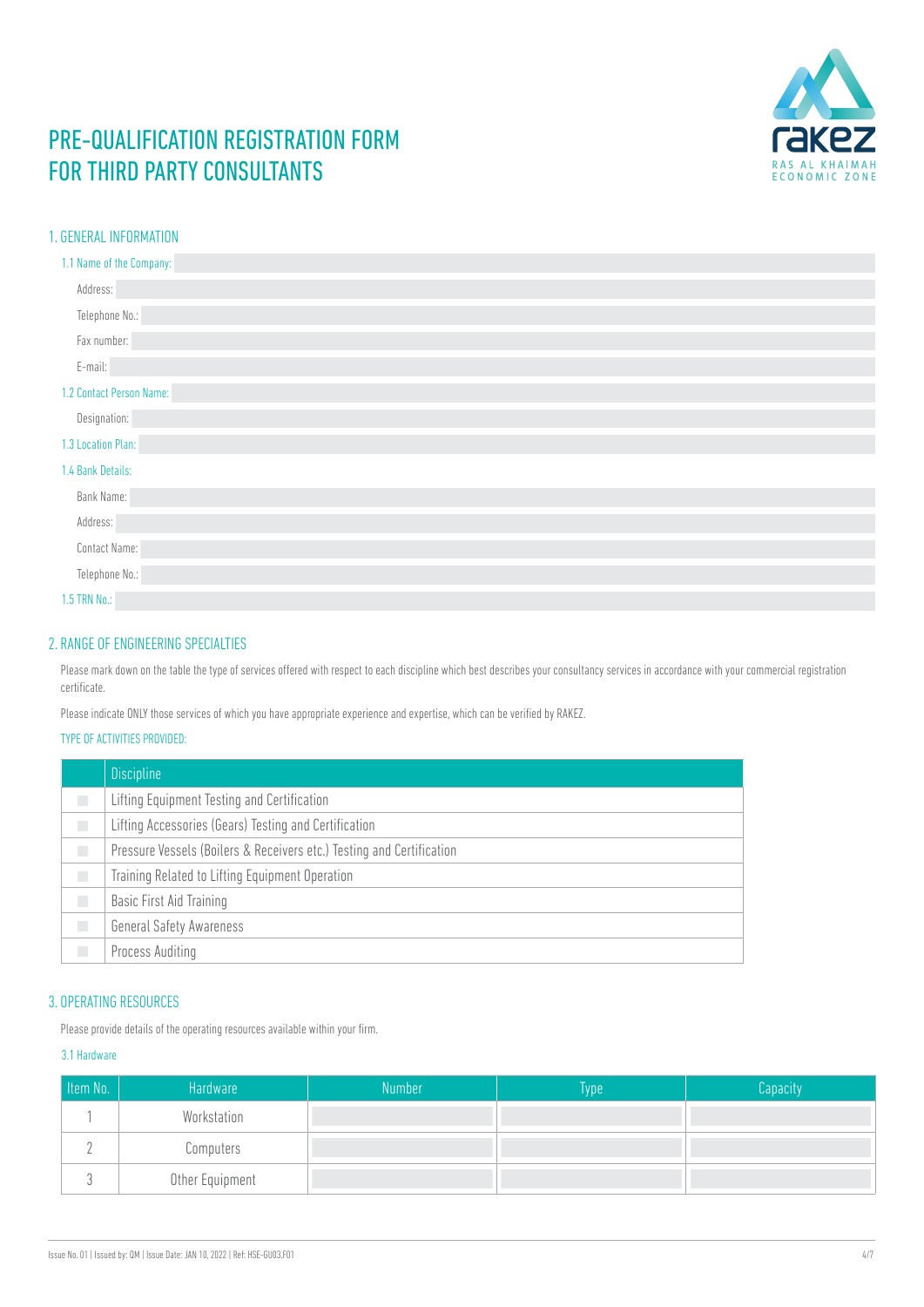# PRE-QUALIFICATION REGISTRATION FORM FOR THIRD PARTY CONSULTANTS

## 1. GENERAL INFORMATION

1.1 Name of the Company:

Address:

Telephone No.:

Fax number:

E-mail:

1.2 Contact Person Name:

Designation:

1.3 Location Plan:

1.4 Bank Details:

Bank Name:

Address:

Contact Name:

Telephone No.:

1.5 TRN No.:

## 2. RANGE OF ENGINEERING SPECIALTIES

Please mark down on the table the type of services offered with respect to each discipline which best describes your consultancy services in accordance with your commercial registration certificate.

Please indicate ONLY those services of which you have appropriate experience and expertise, which can be verified by RAKEZ.

TYPE OF ACTIVITIES PROVIDED:

| | Discipline |
|---|---|
| ☐ | Lifting Equipment Testing and Certification |
| ☐ | Lifting Accessories (Gears) Testing and Certification |
| ☐ | Pressure Vessels (Boilers & Receivers etc.) Testing and Certification |
| ☐ | Training Related to Lifting Equipment Operation |
| ☐ | Basic First Aid Training |
| ☐ | General Safety Awareness |
| ☐ | Process Auditing |

## 3. OPERATING RESOURCES

Please provide details of the operating resources available within your firm.

3.1 Hardware

| Item No. | Hardware | Number | Type | Capacity |
|---|---|---|---|---|
| 1 | Workstation | | | |
| 2 | Computers | | | |
| 3 | Other Equipment | | | |

Issue No. 01 | Issued by: QM | Issue Date: JAN 10, 2022 | Ref: HSE-GU03.F01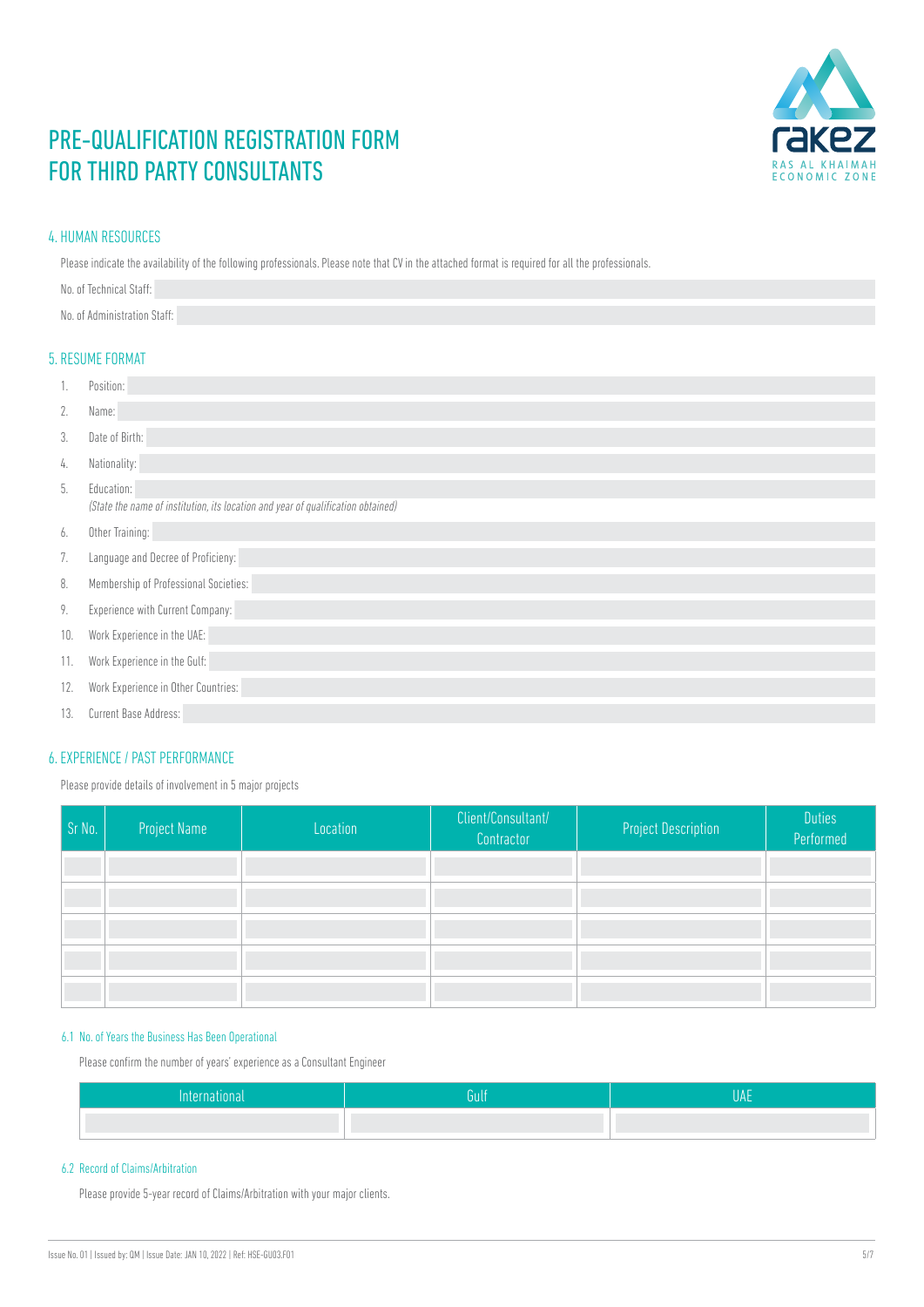# PRE-QUALIFICATION REGISTRATION FORM FOR THIRD PARTY CONSULTANTS

## 4. HUMAN RESOURCES

Please indicate the availability of the following professionals. Please note that CV in the attached format is required for all the professionals.

No. of Technical Staff:

No. of Administration Staff:

## 5. RESUME FORMAT

1. Position:
2. Name:
3. Date of Birth:
4. Nationality:
5. Education:
   *(State the name of institution, its location and year of qualification obtained)*
6. Other Training:
7. Language and Decree of Proficieny:
8. Membership of Professional Societies:
9. Experience with Current Company:
10. Work Experience in the UAE:
11. Work Experience in the Gulf:
12. Work Experience in Other Countries:
13. Current Base Address:

## 6. EXPERIENCE / PAST PERFORMANCE

Please provide details of involvement in 5 major projects

| Sr No. | Project Name | Location | Client/Consultant/ Contractor | Project Description | Duties Performed |
|---|---|---|---|---|---|
| | | | | | |
| | | | | | |
| | | | | | |
| | | | | | |
| | | | | | |

### 6.1 No. of Years the Business Has Been Operational

Please confirm the number of years' experience as a Consultant Engineer

| International | Gulf | UAE |
|---|---|---|
| | | |

### 6.2 Record of Claims/Arbitration

Please provide 5-year record of Claims/Arbitration with your major clients.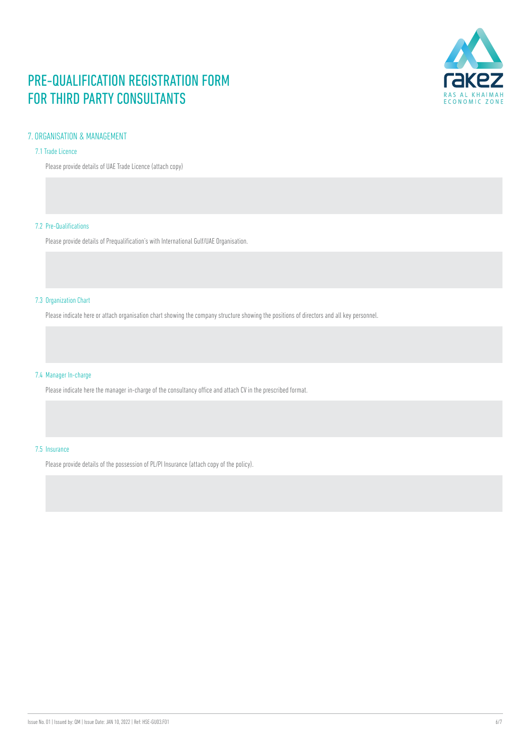# PRE-QUALIFICATION REGISTRATION FORM FOR THIRD PARTY CONSULTANTS

## 7. ORGANISATION & MANAGEMENT

### 7.1 Trade Licence

Please provide details of UAE Trade Licence (attach copy)

### 7.2 Pre-Qualifications

Please provide details of Prequalification's with International Gulf/UAE Organisation.

### 7.3 Organization Chart

Please indicate here or attach organisation chart showing the company structure showing the positions of directors and all key personnel.

### 7.4 Manager In-charge

Please indicate here the manager in-charge of the consultancy office and attach CV in the prescribed format.

### 7.5 Insurance

Please provide details of the possession of PL/PI Insurance (attach copy of the policy).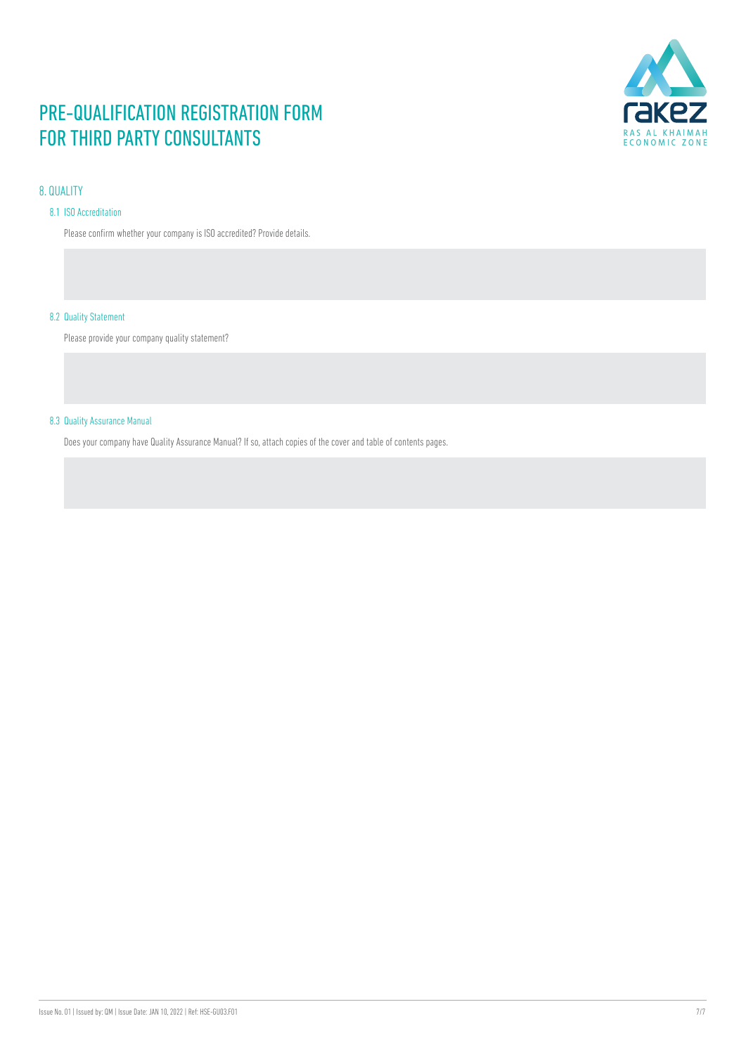# PRE-QUALIFICATION REGISTRATION FORM FOR THIRD PARTY CONSULTANTS

## 8. QUALITY

### 8.1 ISO Accreditation

Please confirm whether your company is ISO accredited? Provide details.

### 8.2 Quality Statement

Please provide your company quality statement?

### 8.3 Quality Assurance Manual

Does your company have Quality Assurance Manual? If so, attach copies of the cover and table of contents pages.